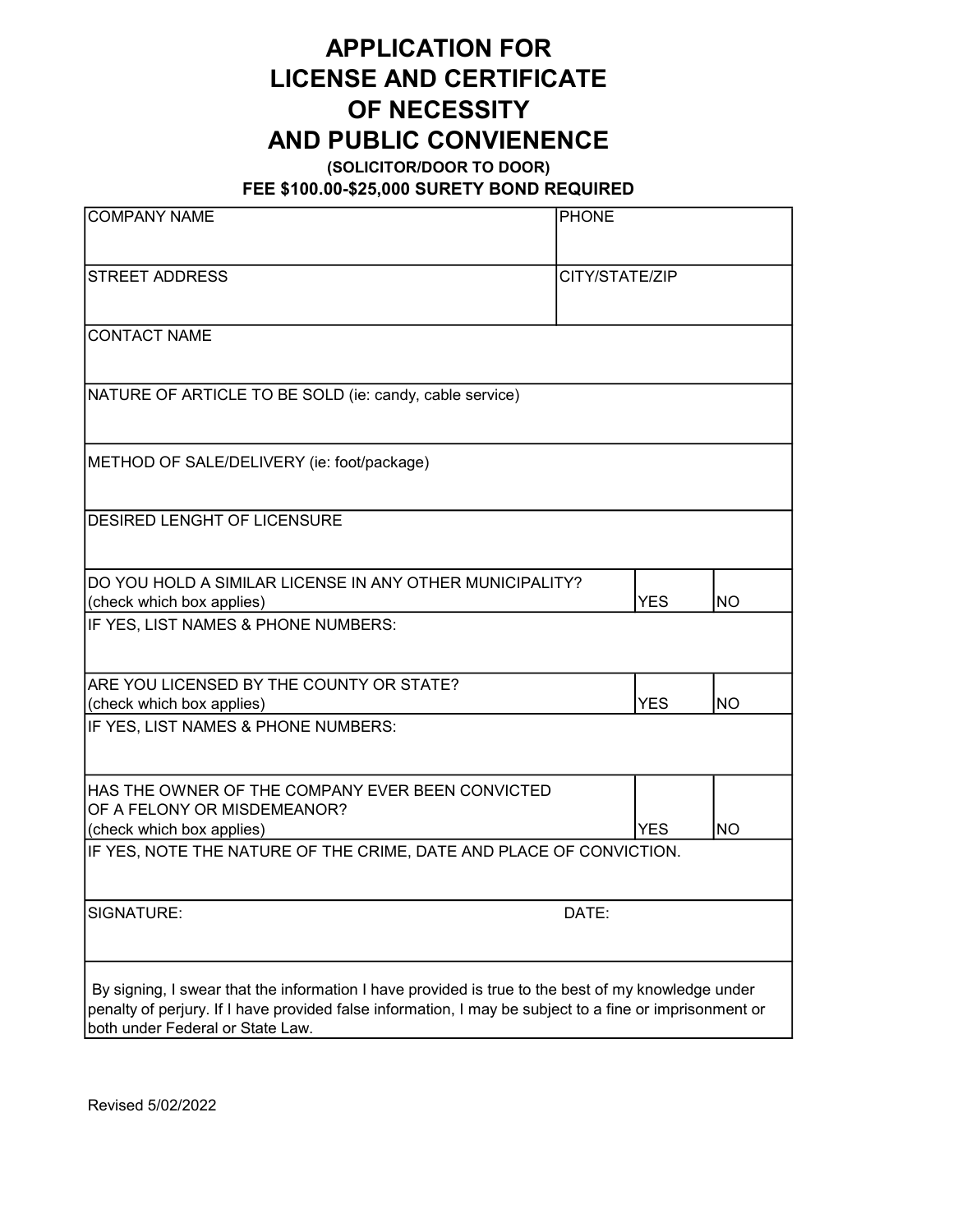# APPLICATION FOR LICENSE AND CERTIFICATE OF NECESSITY AND PUBLIC CONVIENENCE

**(SOLICITOR/DOOR TO DOOR)**

**FEE $100.00-$25,000 SURETY BOND REQUIRED**

| COMPANY NAME | | PHONE | |
|---|---|---|---|
| STREET ADDRESS | | CITY/STATE/ZIP | |
| CONTACT NAME | | | |
| NATURE OF ARTICLE TO BE SOLD (ie: candy, cable service) | | | |
| METHOD OF SALE/DELIVERY (ie: foot/package) | | | |
| DESIRED LENGHT OF LICENSURE | | | |
| DO YOU HOLD A SIMILAR LICENSE IN ANY OTHER MUNICIPALITY? (check which box applies) | | YES | NO |
| IF YES, LIST NAMES & PHONE NUMBERS: | | | |
| ARE YOU LICENSED BY THE COUNTY OR STATE? (check which box applies) | | YES | NO |
| IF YES, LIST NAMES & PHONE NUMBERS: | | | |
| HAS THE OWNER OF THE COMPANY EVER BEEN CONVICTED OF A FELONY OR MISDEMEANOR? (check which box applies) | | YES | NO |
| IF YES, NOTE THE NATURE OF THE CRIME, DATE AND PLACE OF CONVICTION. | | | |
| SIGNATURE: | | DATE: | |

By signing, I swear that the information I have provided is true to the best of my knowledge under penalty of perjury. If I have provided false information, I may be subject to a fine or imprisonment or both under Federal or State Law.

Revised 5/02/2022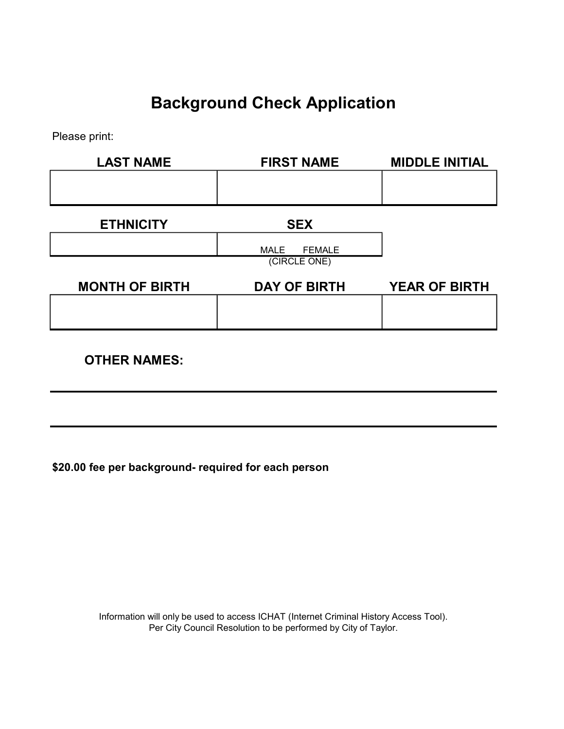# Background Check Application

Please print:

| LAST NAME | FIRST NAME | MIDDLE INITIAL |
|---|---|---|
| | | |

| ETHNICITY | SEX |
|---|---|
| | MALE FEMALE |

(CIRCLE ONE)

| MONTH OF BIRTH | DAY OF BIRTH | YEAR OF BIRTH |
|---|---|---|
| | | |

**OTHER NAMES:**

______________________________________________

______________________________________________

**$20.00 fee per background- required for each person**

Information will only be used to access ICHAT (Internet Criminal History Access Tool).
Per City Council Resolution to be performed by City of Taylor.